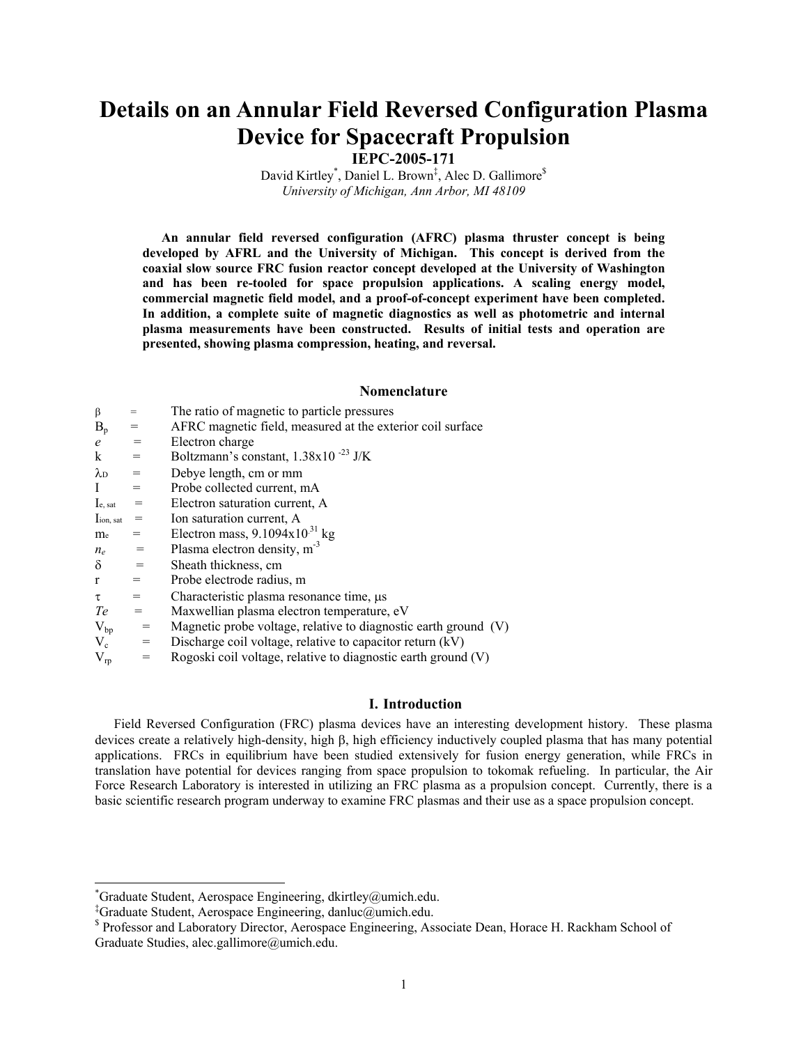# Details on an Annular Field Reversed Configuration Plasma Device for Spacecraft Propulsion

**IEPC-2005-171**

David Kirtley[*], Daniel L. Brown[‡], Alec D. Gallimore[$]
*University of Michigan, Ann Arbor, MI 48109*

**An annular field reversed configuration (AFRC) plasma thruster concept is being developed by AFRL and the University of Michigan. This concept is derived from the coaxial slow source FRC fusion reactor concept developed at the University of Washington and has been re-tooled for space propulsion applications. A scaling energy model, commercial magnetic field model, and a proof-of-concept experiment have been completed. In addition, a complete suite of magnetic diagnostics as well as photometric and internal plasma measurements have been constructed. Results of initial tests and operation are presented, showing plasma compression, heating, and reversal.**

## Nomenclature

| | | |
|---|---|---|
| $\beta$ | = | The ratio of magnetic to particle pressures |
| $B_p$ | = | AFRC magnetic field, measured at the exterior coil surface |
| $e$ | = | Electron charge |
| k | = | Boltzmann's constant, $1.38\text{x}10^{-23}$ J/K |
| $\lambda_D$ | = | Debye length, cm or mm |
| I | = | Probe collected current, mA |
| $I_{e,\,sat}$ | = | Electron saturation current, A |
| $I_{ion,\,sat}$ | = | Ion saturation current, A |
| $m_e$ | = | Electron mass, $9.1094\text{x}10^{-31}$ kg |
| $n_e$ | = | Plasma electron density, $m^{-3}$ |
| $\delta$ | = | Sheath thickness, cm |
| r | = | Probe electrode radius, m |
| $\tau$ | = | Characteristic plasma resonance time, μs |
| $Te$ | = | Maxwellian plasma electron temperature, eV |
| $V_{bp}$ | = | Magnetic probe voltage, relative to diagnostic earth ground (V) |
| $V_c$ | = | Discharge coil voltage, relative to capacitor return (kV) |
| $V_{rp}$ | = | Rogoski coil voltage, relative to diagnostic earth ground (V) |

## I. Introduction

Field Reversed Configuration (FRC) plasma devices have an interesting development history. These plasma devices create a relatively high-density, high $\beta$, high efficiency inductively coupled plasma that has many potential applications. FRCs in equilibrium have been studied extensively for fusion energy generation, while FRCs in translation have potential for devices ranging from space propulsion to tokomak refueling. In particular, the Air Force Research Laboratory is interested in utilizing an FRC plasma as a propulsion concept. Currently, there is a basic scientific research program underway to examine FRC plasmas and their use as a space propulsion concept.

---

[*] Graduate Student, Aerospace Engineering, dkirtley@umich.edu.
[‡] Graduate Student, Aerospace Engineering, danluc@umich.edu.
[$] Professor and Laboratory Director, Aerospace Engineering, Associate Dean, Horace H. Rackham School of Graduate Studies, alec.gallimore@umich.edu.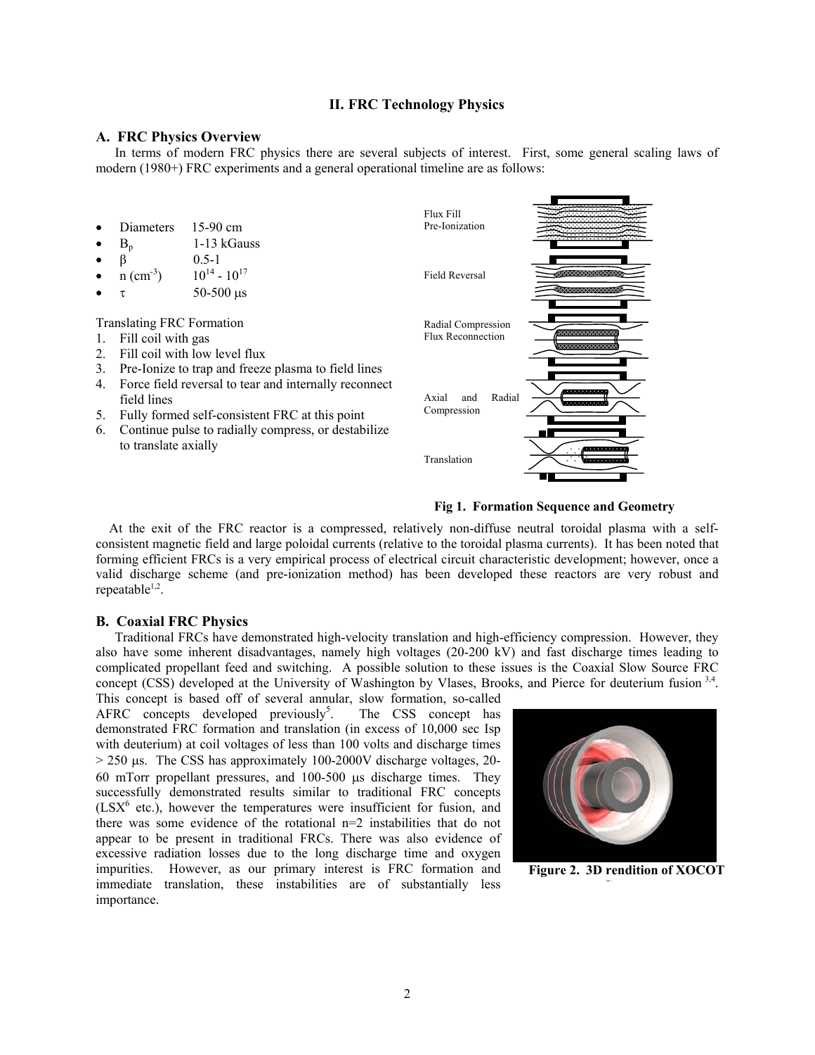## II. FRC Technology Physics

### A. FRC Physics Overview

In terms of modern FRC physics there are several subjects of interest. First, some general scaling laws of modern (1980+) FRC experiments and a general operational timeline are as follows:

- Diameters 15-90 cm
- $B_p$ 1-13 kGauss
- $\beta$ 0.5-1
- n ($cm^{-3}$) $10^{14}$ - $10^{17}$
- $\tau$ 50-500 μs

Translating FRC Formation

1. Fill coil with gas
2. Fill coil with low level flux
3. Pre-Ionize to trap and freeze plasma to field lines
4. Force field reversal to tear and internally reconnect field lines
5. Fully formed self-consistent FRC at this point
6. Continue pulse to radially compress, or destabilize to translate axially

Flux Fill Pre-Ionization

Field Reversal

Radial Compression Flux Reconnection

Axial and Radial Compression

Translation

**Fig 1. Formation Sequence and Geometry**

At the exit of the FRC reactor is a compressed, relatively non-diffuse neutral toroidal plasma with a self-consistent magnetic field and large poloidal currents (relative to the toroidal plasma currents). It has been noted that forming efficient FRCs is a very empirical process of electrical circuit characteristic development; however, once a valid discharge scheme (and pre-ionization method) has been developed these reactors are very robust and repeatable[1,2].

### B. Coaxial FRC Physics

Traditional FRCs have demonstrated high-velocity translation and high-efficiency compression. However, they also have some inherent disadvantages, namely high voltages (20-200 kV) and fast discharge times leading to complicated propellant feed and switching. A possible solution to these issues is the Coaxial Slow Source FRC concept (CSS) developed at the University of Washington by Vlases, Brooks, and Pierce for deuterium fusion [3,4]. This concept is based off of several annular, slow formation, so-called AFRC concepts developed previously[5]. The CSS concept has demonstrated FRC formation and translation (in excess of 10,000 sec Isp with deuterium) at coil voltages of less than 100 volts and discharge times > 250 μs. The CSS has approximately 100-2000V discharge voltages, 20-60 mTorr propellant pressures, and 100-500 μs discharge times. They successfully demonstrated results similar to traditional FRC concepts (LSX[6] etc.), however the temperatures were insufficient for fusion, and there was some evidence of the rotational n=2 instabilities that do not appear to be present in traditional FRCs. There was also evidence of excessive radiation losses due to the long discharge time and oxygen impurities. However, as our primary interest is FRC formation and immediate translation, these instabilities are of substantially less importance.

**Figure 2. 3D rendition of XOCOT**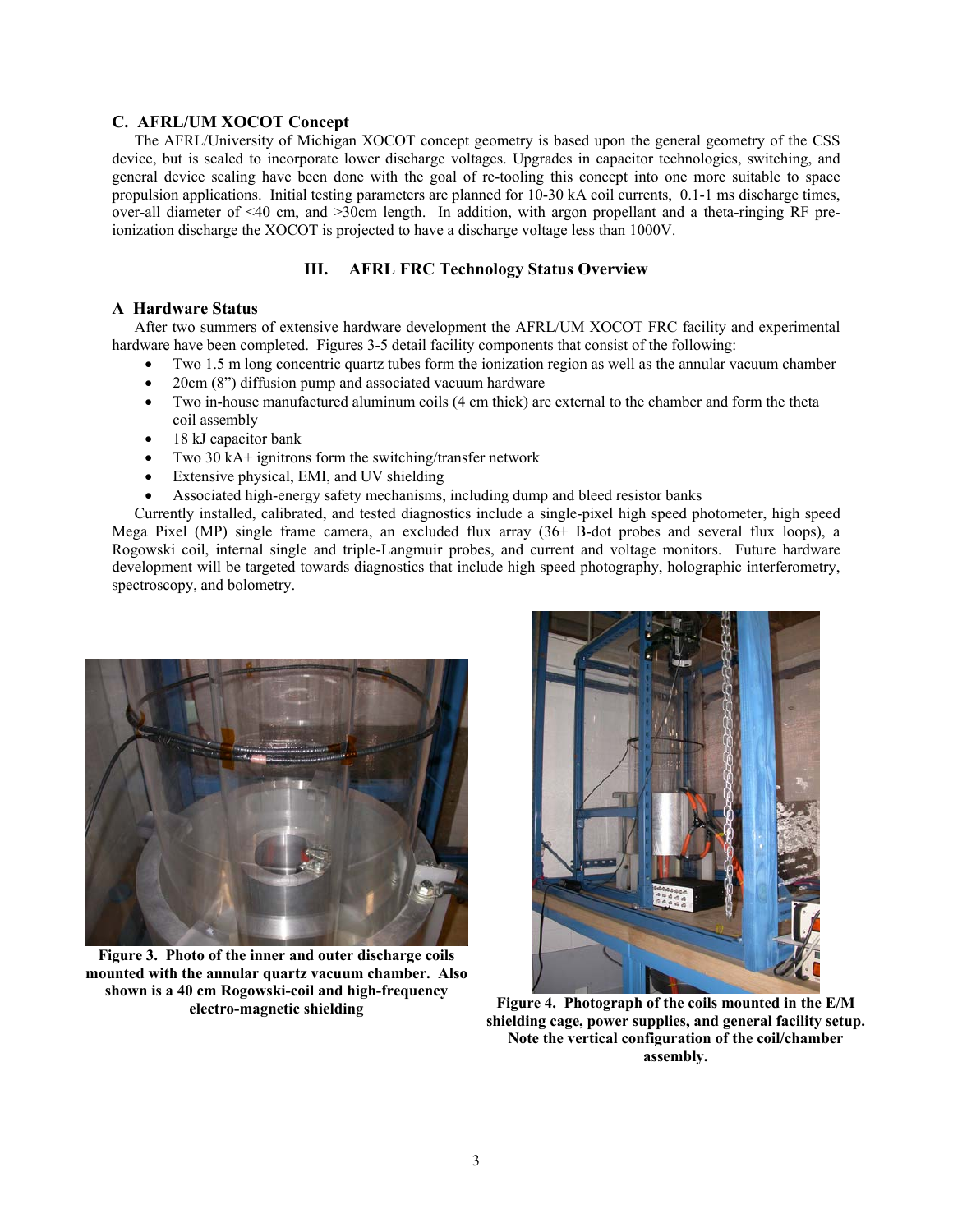### C. AFRL/UM XOCOT Concept

The AFRL/University of Michigan XOCOT concept geometry is based upon the general geometry of the CSS device, but is scaled to incorporate lower discharge voltages. Upgrades in capacitor technologies, switching, and general device scaling have been done with the goal of re-tooling this concept into one more suitable to space propulsion applications. Initial testing parameters are planned for 10-30 kA coil currents, 0.1-1 ms discharge times, over-all diameter of <40 cm, and >30cm length. In addition, with argon propellant and a theta-ringing RF pre-ionization discharge the XOCOT is projected to have a discharge voltage less than 1000V.

## III. AFRL FRC Technology Status Overview

### A Hardware Status

After two summers of extensive hardware development the AFRL/UM XOCOT FRC facility and experimental hardware have been completed. Figures 3-5 detail facility components that consist of the following:

- Two 1.5 m long concentric quartz tubes form the ionization region as well as the annular vacuum chamber
- 20cm (8”) diffusion pump and associated vacuum hardware
- Two in-house manufactured aluminum coils (4 cm thick) are external to the chamber and form the theta coil assembly
- 18 kJ capacitor bank
- Two 30 kA+ ignitrons form the switching/transfer network
- Extensive physical, EMI, and UV shielding
- Associated high-energy safety mechanisms, including dump and bleed resistor banks

Currently installed, calibrated, and tested diagnostics include a single-pixel high speed photometer, high speed Mega Pixel (MP) single frame camera, an excluded flux array (36+ B-dot probes and several flux loops), a Rogowski coil, internal single and triple-Langmuir probes, and current and voltage monitors. Future hardware development will be targeted towards diagnostics that include high speed photography, holographic interferometry, spectroscopy, and bolometry.

**Figure 3. Photo of the inner and outer discharge coils mounted with the annular quartz vacuum chamber. Also shown is a 40 cm Rogowski-coil and high-frequency electro-magnetic shielding**

**Figure 4. Photograph of the coils mounted in the E/M shielding cage, power supplies, and general facility setup. Note the vertical configuration of the coil/chamber assembly.**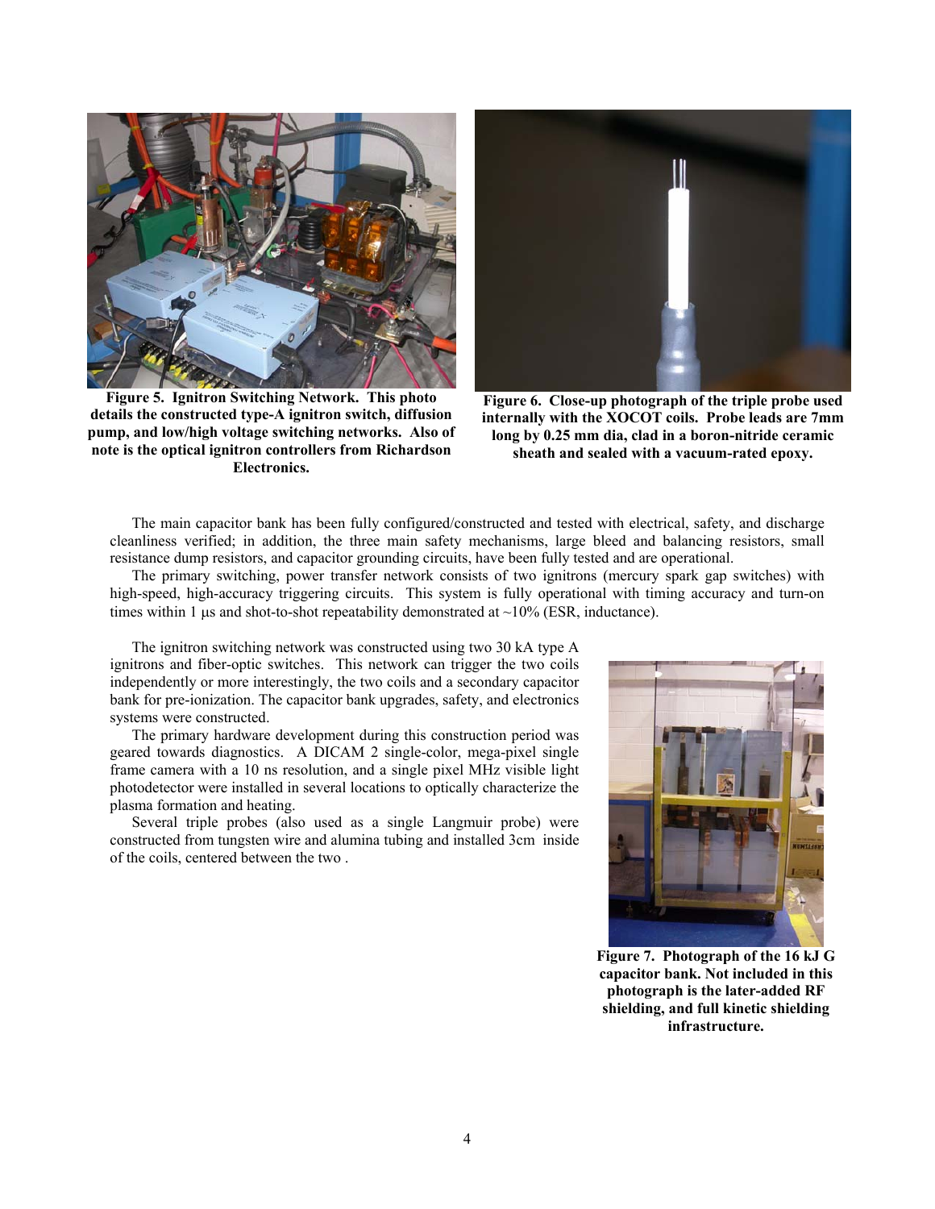Figure 5. Ignitron Switching Network. This photo details the constructed type-A ignitron switch, diffusion pump, and low/high voltage switching networks. Also of note is the optical ignitron controllers from Richardson Electronics.

Figure 6. Close-up photograph of the triple probe used internally with the XOCOT coils. Probe leads are 7mm long by 0.25 mm dia, clad in a boron-nitride ceramic sheath and sealed with a vacuum-rated epoxy.

The main capacitor bank has been fully configured/constructed and tested with electrical, safety, and discharge cleanliness verified; in addition, the three main safety mechanisms, large bleed and balancing resistors, small resistance dump resistors, and capacitor grounding circuits, have been fully tested and are operational.

The primary switching, power transfer network consists of two ignitrons (mercury spark gap switches) with high-speed, high-accuracy triggering circuits. This system is fully operational with timing accuracy and turn-on times within 1 μs and shot-to-shot repeatability demonstrated at ~10% (ESR, inductance).

The ignitron switching network was constructed using two 30 kA type A ignitrons and fiber-optic switches. This network can trigger the two coils independently or more interestingly, the two coils and a secondary capacitor bank for pre-ionization. The capacitor bank upgrades, safety, and electronics systems were constructed.

The primary hardware development during this construction period was geared towards diagnostics. A DICAM 2 single-color, mega-pixel single frame camera with a 10 ns resolution, and a single pixel MHz visible light photodetector were installed in several locations to optically characterize the plasma formation and heating.

Several triple probes (also used as a single Langmuir probe) were constructed from tungsten wire and alumina tubing and installed 3cm inside of the coils, centered between the two .

Figure 7. Photograph of the 16 kJ G capacitor bank. Not included in this photograph is the later-added RF shielding, and full kinetic shielding infrastructure.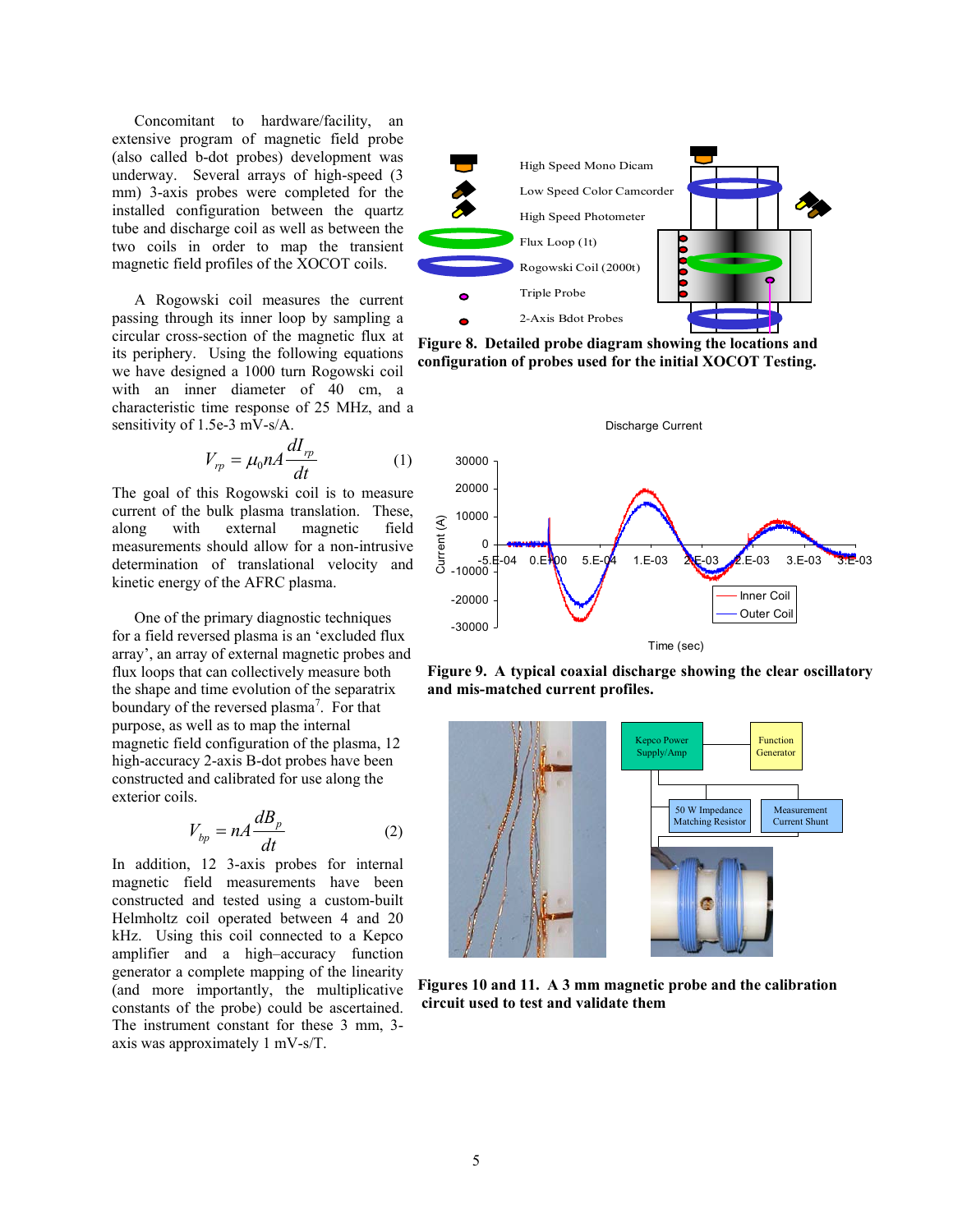Concomitant to hardware/facility, an extensive program of magnetic field probe (also called b-dot probes) development was underway. Several arrays of high-speed (3 mm) 3-axis probes were completed for the installed configuration between the quartz tube and discharge coil as well as between the two coils in order to map the transient magnetic field profiles of the XOCOT coils.

A Rogowski coil measures the current passing through its inner loop by sampling a circular cross-section of the magnetic flux at its periphery. Using the following equations we have designed a 1000 turn Rogowski coil with an inner diameter of 40 cm, a characteristic time response of 25 MHz, and a sensitivity of 1.5e-3 mV-s/A.

$$V_{rp} = \mu_0 n A \frac{dI_{rp}}{dt} \quad (1)$$

The goal of this Rogowski coil is to measure current of the bulk plasma translation. These, along with external magnetic field measurements should allow for a non-intrusive determination of translational velocity and kinetic energy of the AFRC plasma.

One of the primary diagnostic techniques for a field reversed plasma is an 'excluded flux array', an array of external magnetic probes and flux loops that can collectively measure both the shape and time evolution of the separatrix boundary of the reversed plasma[7]. For that purpose, as well as to map the internal magnetic field configuration of the plasma, 12 high-accuracy 2-axis B-dot probes have been constructed and calibrated for use along the exterior coils.

$$V_{bp} = nA \frac{dB_p}{dt} \quad (2)$$

In addition, 12 3-axis probes for internal magnetic field measurements have been constructed and tested using a custom-built Helmholtz coil operated between 4 and 20 kHz. Using this coil connected to a Kepco amplifier and a high–accuracy function generator a complete mapping of the linearity (and more importantly, the multiplicative constants of the probe) could be ascertained. The instrument constant for these 3 mm, 3-axis was approximately 1 mV-s/T.

**Figure 8. Detailed probe diagram showing the locations and configuration of probes used for the initial XOCOT Testing.**

**Figure 9. A typical coaxial discharge showing the clear oscillatory and mis-matched current profiles.**

**Figures 10 and 11. A 3 mm magnetic probe and the calibration circuit used to test and validate them**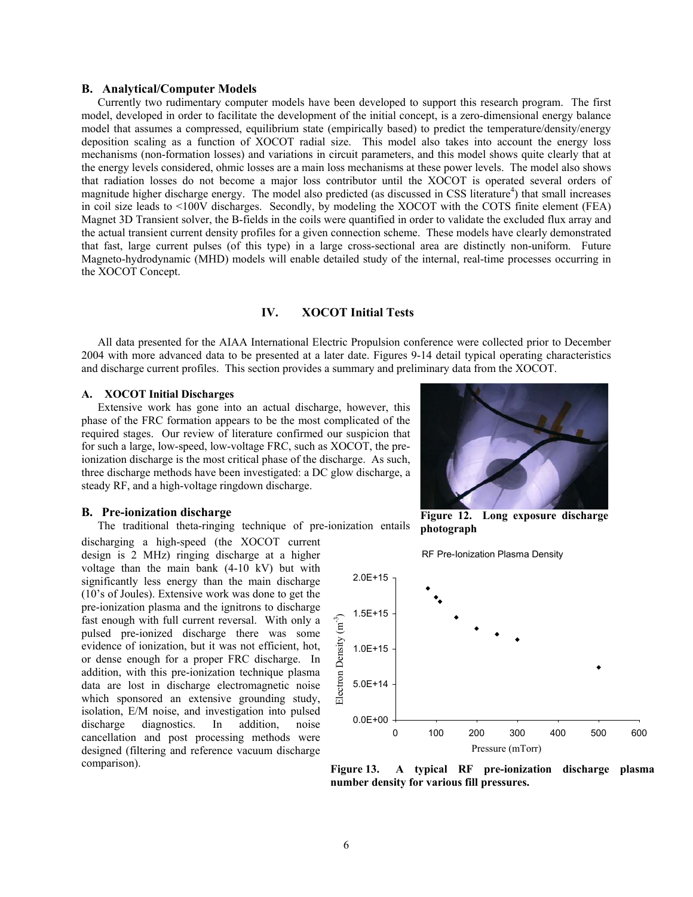## B. Analytical/Computer Models

Currently two rudimentary computer models have been developed to support this research program. The first model, developed in order to facilitate the development of the initial concept, is a zero-dimensional energy balance model that assumes a compressed, equilibrium state (empirically based) to predict the temperature/density/energy deposition scaling as a function of XOCOT radial size. This model also takes into account the energy loss mechanisms (non-formation losses) and variations in circuit parameters, and this model shows quite clearly that at the energy levels considered, ohmic losses are a main loss mechanisms at these power levels. The model also shows that radiation losses do not become a major loss contributor until the XOCOT is operated several orders of magnitude higher discharge energy. The model also predicted (as discussed in CSS literature[4]) that small increases in coil size leads to <100V discharges. Secondly, by modeling the XOCOT with the COTS finite element (FEA) Magnet 3D Transient solver, the B-fields in the coils were quantified in order to validate the excluded flux array and the actual transient current density profiles for a given connection scheme. These models have clearly demonstrated that fast, large current pulses (of this type) in a large cross-sectional area are distinctly non-uniform. Future Magneto-hydrodynamic (MHD) models will enable detailed study of the internal, real-time processes occurring in the XOCOT Concept.

# IV. XOCOT Initial Tests

All data presented for the AIAA International Electric Propulsion conference were collected prior to December 2004 with more advanced data to be presented at a later date. Figures 9-14 detail typical operating characteristics and discharge current profiles. This section provides a summary and preliminary data from the XOCOT.

### A. XOCOT Initial Discharges

Extensive work has gone into an actual discharge, however, this phase of the FRC formation appears to be the most complicated of the required stages. Our review of literature confirmed our suspicion that for such a large, low-speed, low-voltage FRC, such as XOCOT, the pre-ionization discharge is the most critical phase of the discharge. As such, three discharge methods have been investigated: a DC glow discharge, a steady RF, and a high-voltage ringdown discharge.

**Figure 12. Long exposure discharge photograph**

## B. Pre-ionization discharge

The traditional theta-ringing technique of pre-ionization entails discharging a high-speed (the XOCOT current design is 2 MHz) ringing discharge at a higher voltage than the main bank (4-10 kV) but with significantly less energy than the main discharge (10's of Joules). Extensive work was done to get the pre-ionization plasma and the ignitrons to discharge fast enough with full current reversal. With only a pulsed pre-ionized discharge there was some evidence of ionization, but it was not efficient, hot, or dense enough for a proper FRC discharge. In addition, with this pre-ionization technique plasma data are lost in discharge electromagnetic noise which sponsored an extensive grounding study, isolation, E/M noise, and investigation into pulsed discharge diagnostics. In addition, noise cancellation and post processing methods were designed (filtering and reference vacuum discharge comparison).

**Figure 13. A typical RF pre-ionization discharge plasma number density for various fill pressures.**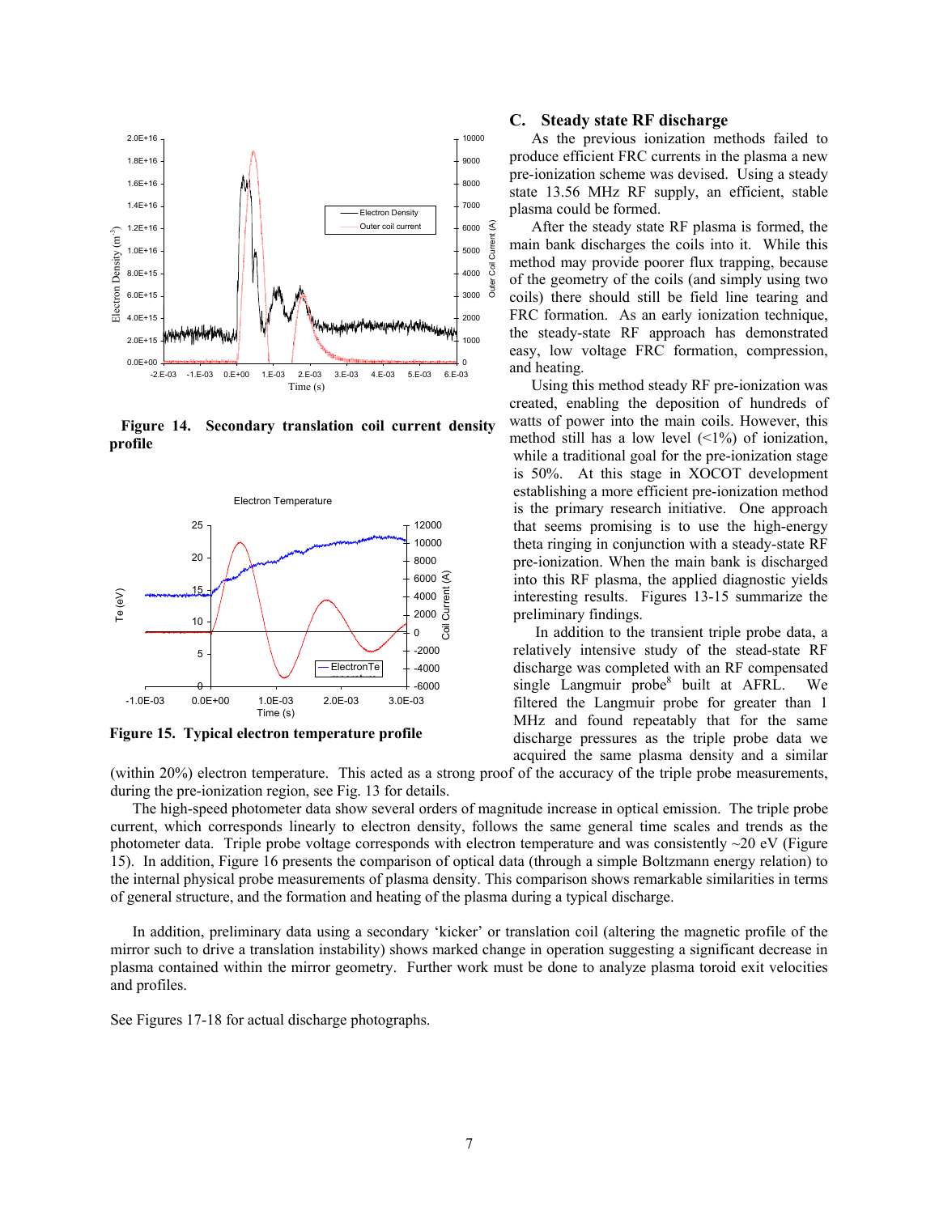Figure 14. Secondary translation coil current density profile

Figure 15. Typical electron temperature profile

### C. Steady state RF discharge

As the previous ionization methods failed to produce efficient FRC currents in the plasma a new pre-ionization scheme was devised. Using a steady state 13.56 MHz RF supply, an efficient, stable plasma could be formed.

After the steady state RF plasma is formed, the main bank discharges the coils into it. While this method may provide poorer flux trapping, because of the geometry of the coils (and simply using two coils) there should still be field line tearing and FRC formation. As an early ionization technique, the steady-state RF approach has demonstrated easy, low voltage FRC formation, compression, and heating.

Using this method steady RF pre-ionization was created, enabling the deposition of hundreds of watts of power into the main coils. However, this method still has a low level (<1%) of ionization, while a traditional goal for the pre-ionization stage is 50%. At this stage in XOCOT development establishing a more efficient pre-ionization method is the primary research initiative. One approach that seems promising is to use the high-energy theta ringing in conjunction with a steady-state RF pre-ionization. When the main bank is discharged into this RF plasma, the applied diagnostic yields interesting results. Figures 13-15 summarize the preliminary findings.

In addition to the transient triple probe data, a relatively intensive study of the stead-state RF discharge was completed with an RF compensated single Langmuir probe[8] built at AFRL. We filtered the Langmuir probe for greater than 1 MHz and found repeatably that for the same discharge pressures as the triple probe data we acquired the same plasma density and a similar (within 20%) electron temperature. This acted as a strong proof of the accuracy of the triple probe measurements, during the pre-ionization region, see Fig. 13 for details.

The high-speed photometer data show several orders of magnitude increase in optical emission. The triple probe current, which corresponds linearly to electron density, follows the same general time scales and trends as the photometer data. Triple probe voltage corresponds with electron temperature and was consistently ~20 eV (Figure 15). In addition, Figure 16 presents the comparison of optical data (through a simple Boltzmann energy relation) to the internal physical probe measurements of plasma density. This comparison shows remarkable similarities in terms of general structure, and the formation and heating of the plasma during a typical discharge.

In addition, preliminary data using a secondary 'kicker' or translation coil (altering the magnetic profile of the mirror such to drive a translation instability) shows marked change in operation suggesting a significant decrease in plasma contained within the mirror geometry. Further work must be done to analyze plasma toroid exit velocities and profiles.

See Figures 17-18 for actual discharge photographs.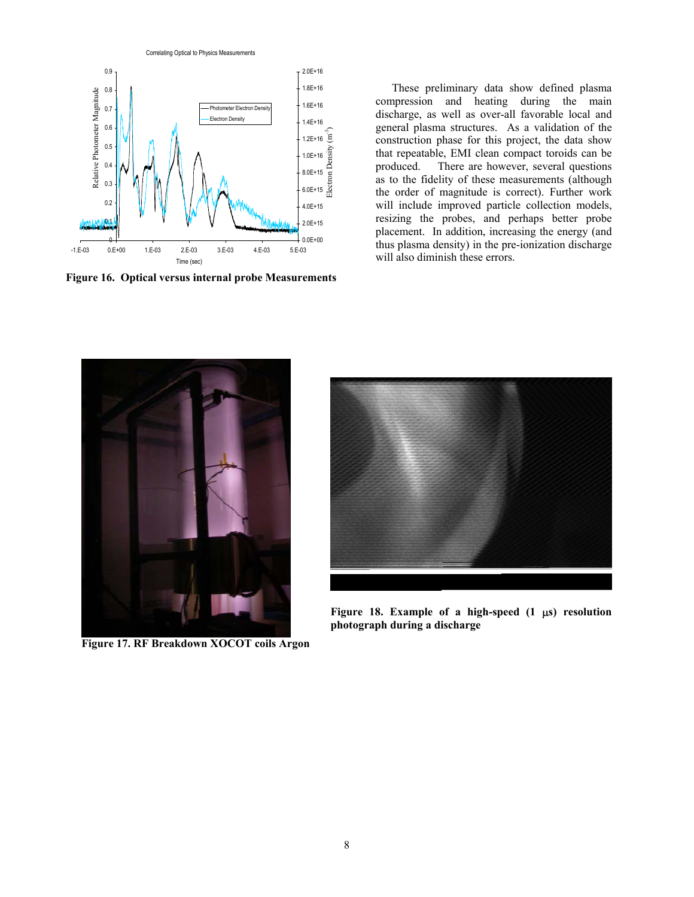**Figure 16. Optical versus internal probe Measurements**

These preliminary data show defined plasma compression and heating during the main discharge, as well as over-all favorable local and general plasma structures. As a validation of the construction phase for this project, the data show that repeatable, EMI clean compact toroids can be produced. There are however, several questions as to the fidelity of these measurements (although the order of magnitude is correct). Further work will include improved particle collection models, resizing the probes, and perhaps better probe placement. In addition, increasing the energy (and thus plasma density) in the pre-ionization discharge will also diminish these errors.

**Figure 17. RF Breakdown XOCOT coils Argon**

**Figure 18. Example of a high-speed (1 μs) resolution photograph during a discharge**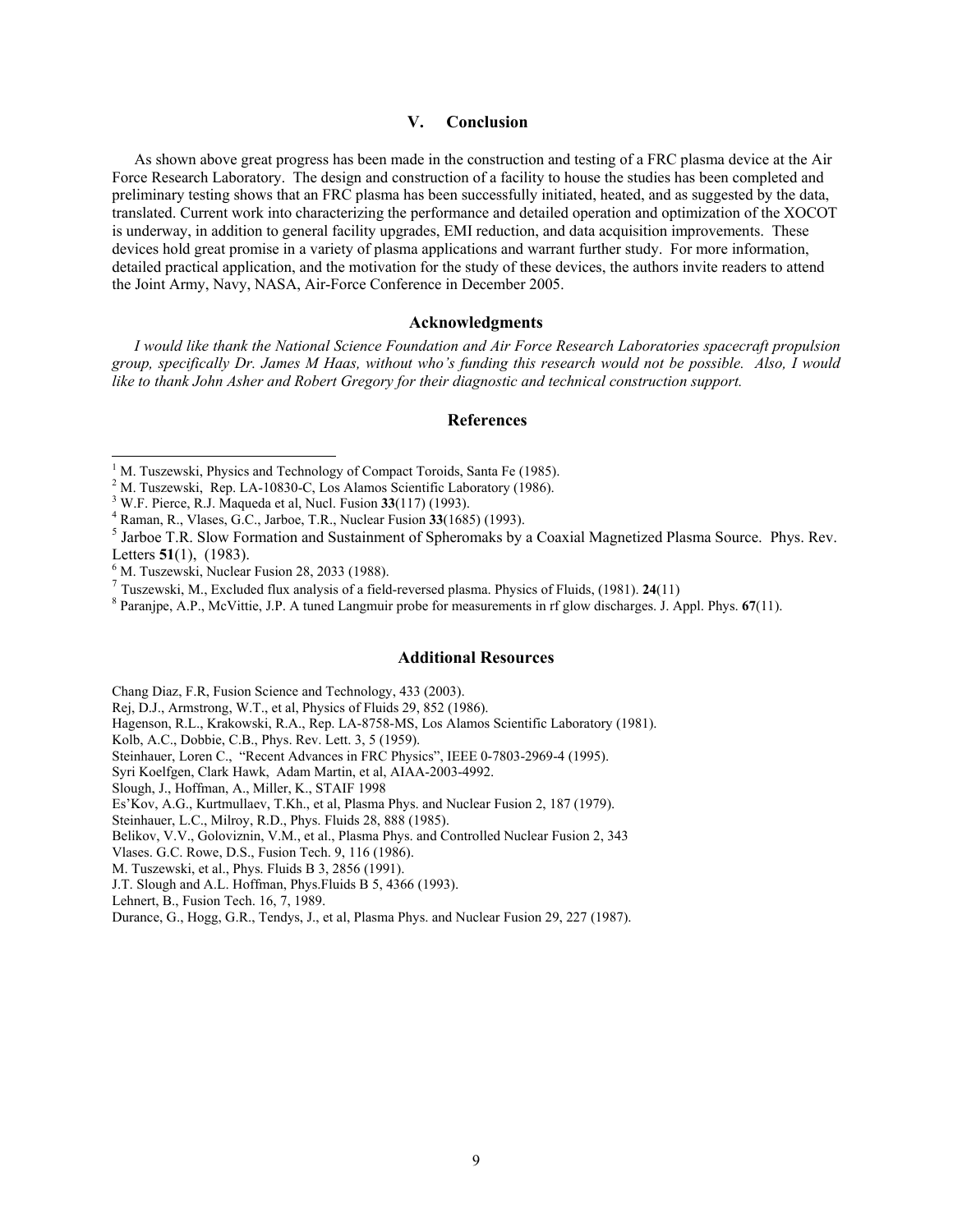## V. Conclusion

As shown above great progress has been made in the construction and testing of a FRC plasma device at the Air Force Research Laboratory. The design and construction of a facility to house the studies has been completed and preliminary testing shows that an FRC plasma has been successfully initiated, heated, and as suggested by the data, translated. Current work into characterizing the performance and detailed operation and optimization of the XOCOT is underway, in addition to general facility upgrades, EMI reduction, and data acquisition improvements. These devices hold great promise in a variety of plasma applications and warrant further study. For more information, detailed practical application, and the motivation for the study of these devices, the authors invite readers to attend the Joint Army, Navy, NASA, Air-Force Conference in December 2005.

## Acknowledgments

*I would like thank the National Science Foundation and Air Force Research Laboratories spacecraft propulsion group, specifically Dr. James M Haas, without who's funding this research would not be possible. Also, I would like to thank John Asher and Robert Gregory for their diagnostic and technical construction support.*

## References

[1] M. Tuszewski, Physics and Technology of Compact Toroids, Santa Fe (1985).
[2] M. Tuszewski, Rep. LA-10830-C, Los Alamos Scientific Laboratory (1986).
[3] W.F. Pierce, R.J. Maqueda et al, Nucl. Fusion **33**(117) (1993).
[4] Raman, R., Vlases, G.C., Jarboe, T.R., Nuclear Fusion **33**(1685) (1993).
[5] Jarboe T.R. Slow Formation and Sustainment of Spheromaks by a Coaxial Magnetized Plasma Source. Phys. Rev. Letters **51**(1), (1983).
[6] M. Tuszewski, Nuclear Fusion 28, 2033 (1988).
[7] Tuszewski, M., Excluded flux analysis of a field-reversed plasma. Physics of Fluids, (1981). **24**(11)
[8] Paranjpe, A.P., McVittie, J.P. A tuned Langmuir probe for measurements in rf glow discharges. J. Appl. Phys. **67**(11).

## Additional Resources

Chang Diaz, F.R, Fusion Science and Technology, 433 (2003).
Rej, D.J., Armstrong, W.T., et al, Physics of Fluids 29, 852 (1986).
Hagenson, R.L., Krakowski, R.A., Rep. LA-8758-MS, Los Alamos Scientific Laboratory (1981).
Kolb, A.C., Dobbie, C.B., Phys. Rev. Lett. 3, 5 (1959).
Steinhauer, Loren C., "Recent Advances in FRC Physics", IEEE 0-7803-2969-4 (1995).
Syri Koelfgen, Clark Hawk, Adam Martin, et al, AIAA-2003-4992.
Slough, J., Hoffman, A., Miller, K., STAIF 1998
Es'Kov, A.G., Kurtmullaev, T.Kh., et al, Plasma Phys. and Nuclear Fusion 2, 187 (1979).
Steinhauer, L.C., Milroy, R.D., Phys. Fluids 28, 888 (1985).
Belikov, V.V., Goloviznin, V.M., et al., Plasma Phys. and Controlled Nuclear Fusion 2, 343
Vlases. G.C. Rowe, D.S., Fusion Tech. 9, 116 (1986).
M. Tuszewski, et al., Phys. Fluids B 3, 2856 (1991).
J.T. Slough and A.L. Hoffman, Phys.Fluids B 5, 4366 (1993).
Lehnert, B., Fusion Tech. 16, 7, 1989.
Durance, G., Hogg, G.R., Tendys, J., et al, Plasma Phys. and Nuclear Fusion 29, 227 (1987).